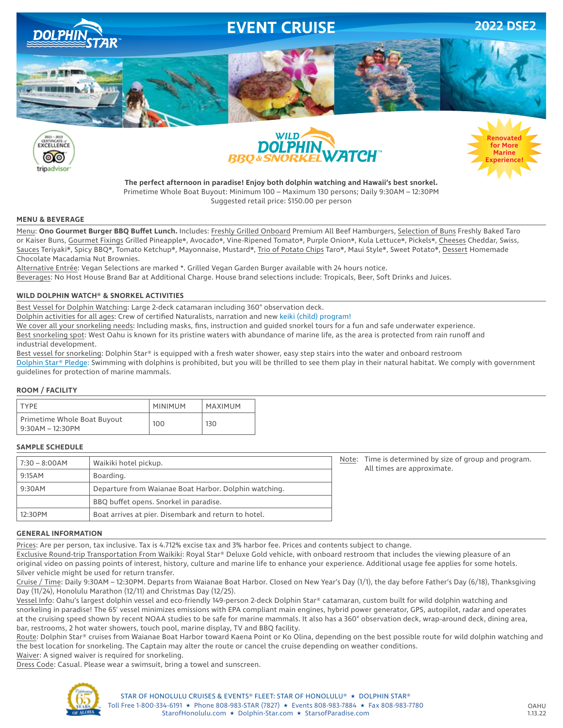# EVENT CRUISE

**2022 DSE2**

## WILD DOLPHIN BBQ & SNORKEL WATCH™

Renovated for More Marine Experience!

**The perfect afternoon in paradise! Enjoy both dolphin watching and Hawaii's best snorkel.**
Primetime Whole Boat Buyout: Minimum 100 – Maximum 130 persons; Daily 9:30AM – 12:30PM
Suggested retail price: $150.00 per person

### MENU & BEVERAGE

Menu: **Ono Gourmet Burger BBQ Buffet Lunch.** Includes: Freshly Grilled Onboard Premium All Beef Hamburgers, Selection of Buns Freshly Baked Taro or Kaiser Buns, Gourmet Fixings Grilled Pineapple*, Avocado*, Vine-Ripened Tomato*, Purple Onion*, Kula Lettuce*, Pickels*, Cheeses Cheddar, Swiss, Sauces Teriyaki*, Spicy BBQ*, Tomato Ketchup*, Mayonnaise, Mustard*, Trio of Potato Chips Taro*, Maui Style*, Sweet Potato*, Dessert Homemade Chocolate Macadamia Nut Brownies.

Alternative Entrée: Vegan Selections are marked *. Grilled Vegan Garden Burger available with 24 hours notice.

Beverages: No Host House Brand Bar at Additional Charge. House brand selections include: Tropicals, Beer, Soft Drinks and Juices.

### WILD DOLPHIN WATCH® & SNORKEL ACTIVITIES

Best Vessel for Dolphin Watching: Large 2-deck catamaran including 360° observation deck.

Dolphin activities for all ages: Crew of certified Naturalists, narration and new keiki (child) program!

We cover all your snorkeling needs: Including masks, fins, instruction and guided snorkel tours for a fun and safe underwater experience.

Best snorkeling spot: West Oahu is known for its pristine waters with abundance of marine life, as the area is protected from rain runoff and industrial development.

Best vessel for snorkeling: Dolphin Star® is equipped with a fresh water shower, easy step stairs into the water and onboard restroom

Dolphin Star® Pledge: Swimming with dolphins is prohibited, but you will be thrilled to see them play in their natural habitat. We comply with government guidelines for protection of marine mammals.

### ROOM / FACILITY

| TYPE | MINIMUM | MAXIMUM |
|---|---|---|
| Primetime Whole Boat Buyout 9:30AM – 12:30PM | 100 | 130 |

### SAMPLE SCHEDULE

| | |
|---|---|
| 7:30 – 8:00AM | Waikiki hotel pickup. |
| 9:15AM | Boarding. |
| 9:30AM | Departure from Waianae Boat Harbor. Dolphin watching. |
| | BBQ buffet opens. Snorkel in paradise. |
| 12:30PM | Boat arrives at pier. Disembark and return to hotel. |

Note: Time is determined by size of group and program. All times are approximate.

### GENERAL INFORMATION

Prices: Are per person, tax inclusive. Tax is 4.712% excise tax and 3% harbor fee. Prices and contents subject to change.

Exclusive Round-trip Transportation From Waikiki: Royal Star® Deluxe Gold vehicle, with onboard restroom that includes the viewing pleasure of an original video on passing points of interest, history, culture and marine life to enhance your experience. Additional usage fee applies for some hotels. Silver vehicle might be used for return transfer.

Cruise / Time: Daily 9:30AM – 12:30PM. Departs from Waianae Boat Harbor. Closed on New Year's Day (1/1), the day before Father's Day (6/18), Thanksgiving Day (11/24), Honolulu Marathon (12/11) and Christmas Day (12/25).

Vessel Info: Oahu's largest dolphin vessel and eco-friendly 149-person 2-deck Dolphin Star® catamaran, custom built for wild dolphin watching and snorkeling in paradise! The 65' vessel minimizes emissions with EPA compliant main engines, hybrid power generator, GPS, autopilot, radar and operates at the cruising speed shown by recent NOAA studies to be safe for marine mammals. It also has a 360° observation deck, wrap-around deck, dining area, bar, restrooms, 2 hot water showers, touch pool, marine display, TV and BBQ facility.

Route: Dolphin Star® cruises from Waianae Boat Harbor toward Kaena Point or Ko Olina, depending on the best possible route for wild dolphin watching and the best location for snorkeling. The Captain may alter the route or cancel the cruise depending on weather conditions.

Waiver: A signed waiver is required for snorkeling.

Dress Code: Casual. Please wear a swimsuit, bring a towel and sunscreen.

STAR OF HONOLULU CRUISES & EVENTS® FLEET: STAR OF HONOLULU® ★ DOLPHIN STAR®
Toll Free 1-800-334-6191 ★ Phone 808-983-STAR (7827) ★ Events 808-983-7884 ★ Fax 808-983-7780
StarofHonolulu.com ★ Dolphin-Star.com ★ StarsofParadise.com

OAHU 1.13.22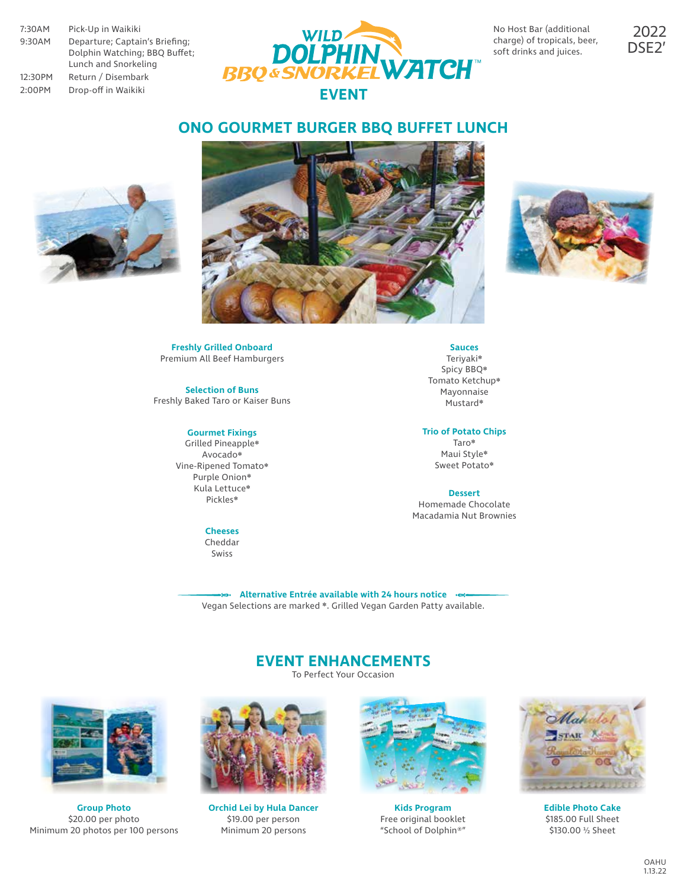| | |
|---|---|
| 7:30AM | Pick-Up in Waikiki |
| 9:30AM | Departure; Captain's Briefing; Dolphin Watching; BBQ Buffet; Lunch and Snorkeling |
| 12:30PM | Return / Disembark |
| 2:00PM | Drop-off in Waikiki |

# WILD DOLPHIN WATCH™ BBQ & SNORKEL EVENT

No Host Bar (additional charge) of tropicals, beer, soft drinks and juices.

2022
DSE2'

## ONO GOURMET BURGER BBQ BUFFET LUNCH

**Freshly Grilled Onboard**
Premium All Beef Hamburgers

**Selection of Buns**
Freshly Baked Taro or Kaiser Buns

**Gourmet Fixings**
Grilled Pineapple*
Avocado*
Vine-Ripened Tomato*
Purple Onion*
Kula Lettuce*
Pickles*

**Cheeses**
Cheddar
Swiss

**Sauces**
Teriyaki*
Spicy BBQ*
Tomato Ketchup*
Mayonnaise
Mustard*

**Trio of Potato Chips**
Taro*
Maui Style*
Sweet Potato*

**Dessert**
Homemade Chocolate
Macadamia Nut Brownies

**Alternative Entrée available with 24 hours notice**
Vegan Selections are marked *. Grilled Vegan Garden Patty available.

## EVENT ENHANCEMENTS

To Perfect Your Occasion

**Group Photo**
$20.00 per photo
Minimum 20 photos per 100 persons

**Orchid Lei by Hula Dancer**
$19.00 per person
Minimum 20 persons

**Kids Program**
Free original booklet
"School of Dolphin®"

**Edible Photo Cake**
$185.00 Full Sheet
$130.00 ½ Sheet

OAHU
1.13.22